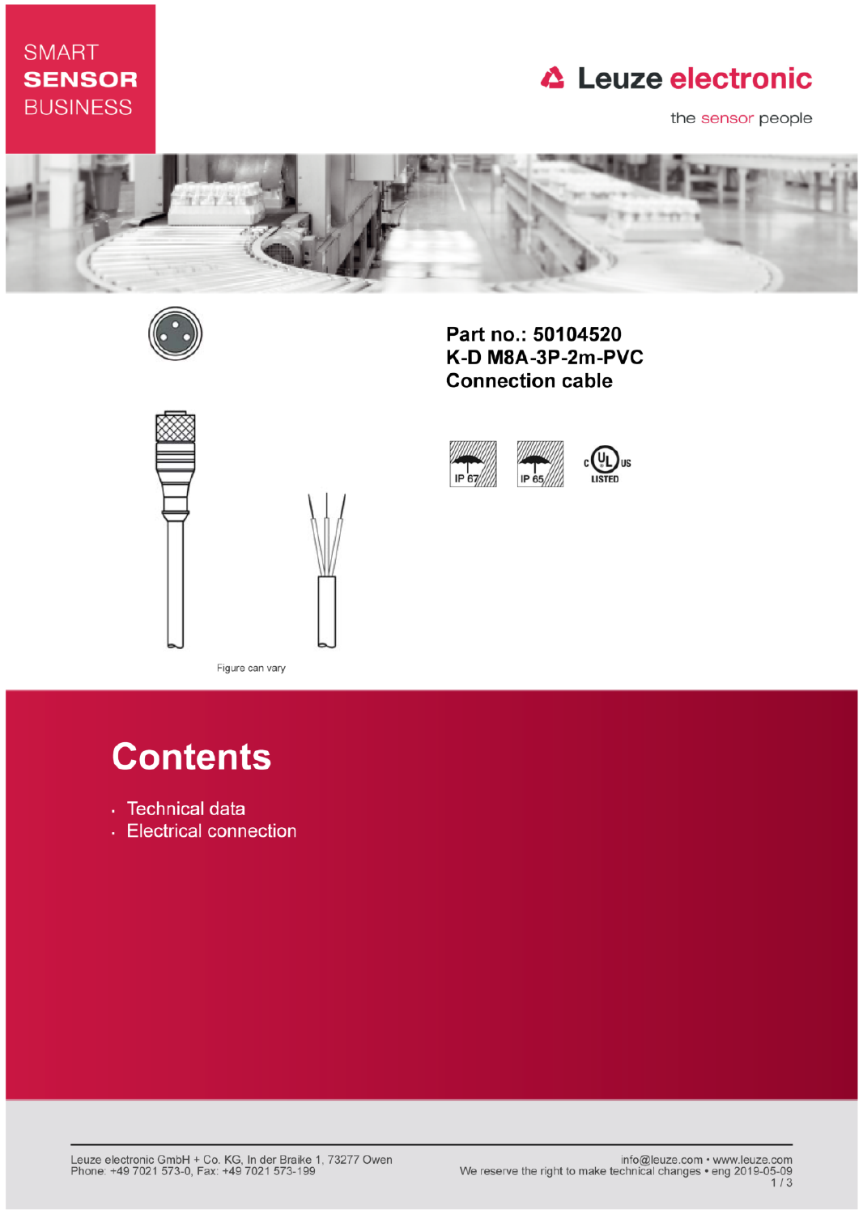SMART
**SENSOR**
BUSINESS

Leuze electronic

the sensor people

**Part no.: 50104520**
**K-D M8A-3P-2m-PVC**
**Connection cable**

IP 67 IP 65 c UL us LISTED

Figure can vary

# Contents

- Technical data
- Electrical connection

Leuze electronic GmbH + Co. KG, In der Braike 1, 73277 Owen
Phone: +49 7021 573-0, Fax: +49 7021 573-199

info@leuze.com • www.leuze.com
We reserve the right to make technical changes • eng 2019-05-09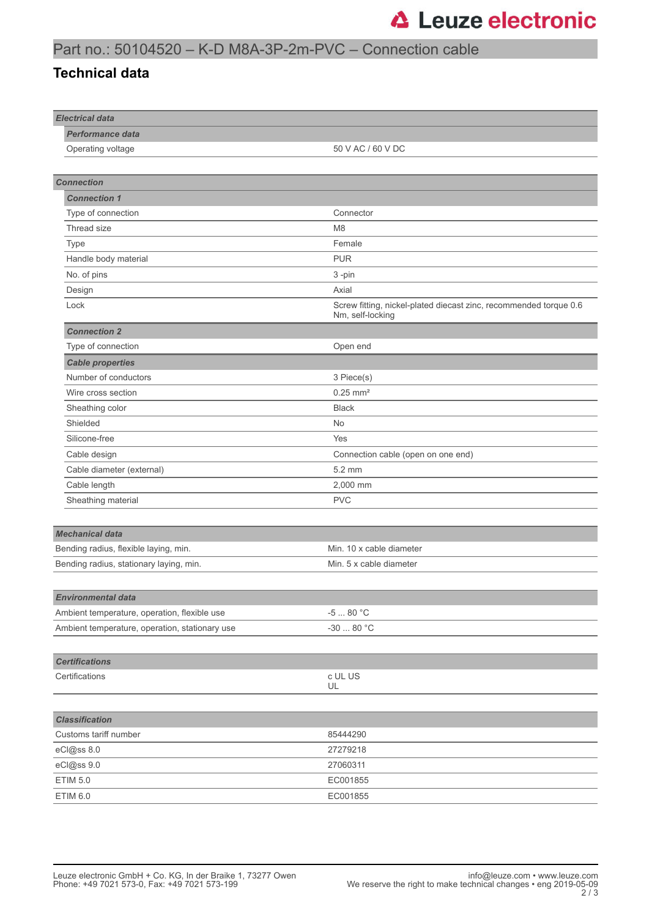# Part no.: 50104520 – K-D M8A-3P-2m-PVC – Connection cable

## Technical data

| ***Electrical data*** | |
|---|---|
| ***Performance data*** | |
| Operating voltage | 50 V AC / 60 V DC |

| ***Connection*** | |
|---|---|
| ***Connection 1*** | |
| Type of connection | Connector |
| Thread size | M8 |
| Type | Female |
| Handle body material | PUR |
| No. of pins | 3 -pin |
| Design | Axial |
| Lock | Screw fitting, nickel-plated diecast zinc, recommended torque 0.6 Nm, self-locking |
| ***Connection 2*** | |
| Type of connection | Open end |
| ***Cable properties*** | |
| Number of conductors | 3 Piece(s) |
| Wire cross section | 0.25 mm² |
| Sheathing color | Black |
| Shielded | No |
| Silicone-free | Yes |
| Cable design | Connection cable (open on one end) |
| Cable diameter (external) | 5.2 mm |
| Cable length | 2,000 mm |
| Sheathing material | PVC |

| ***Mechanical data*** | |
|---|---|
| Bending radius, flexible laying, min. | Min. 10 x cable diameter |
| Bending radius, stationary laying, min. | Min. 5 x cable diameter |

| ***Environmental data*** | |
|---|---|
| Ambient temperature, operation, flexible use | -5 ... 80 °C |
| Ambient temperature, operation, stationary use | -30 ... 80 °C |

| ***Certifications*** | |
|---|---|
| Certifications | c UL US<br>UL |

| ***Classification*** | |
|---|---|
| Customs tariff number | 85444290 |
| eCl@ss 8.0 | 27279218 |
| eCl@ss 9.0 | 27060311 |
| ETIM 5.0 | EC001855 |
| ETIM 6.0 | EC001855 |

Leuze electronic GmbH + Co. KG, In der Braike 1, 73277 Owen
Phone: +49 7021 573-0, Fax: +49 7021 573-199

info@leuze.com • www.leuze.com
We reserve the right to make technical changes • eng 2019-05-09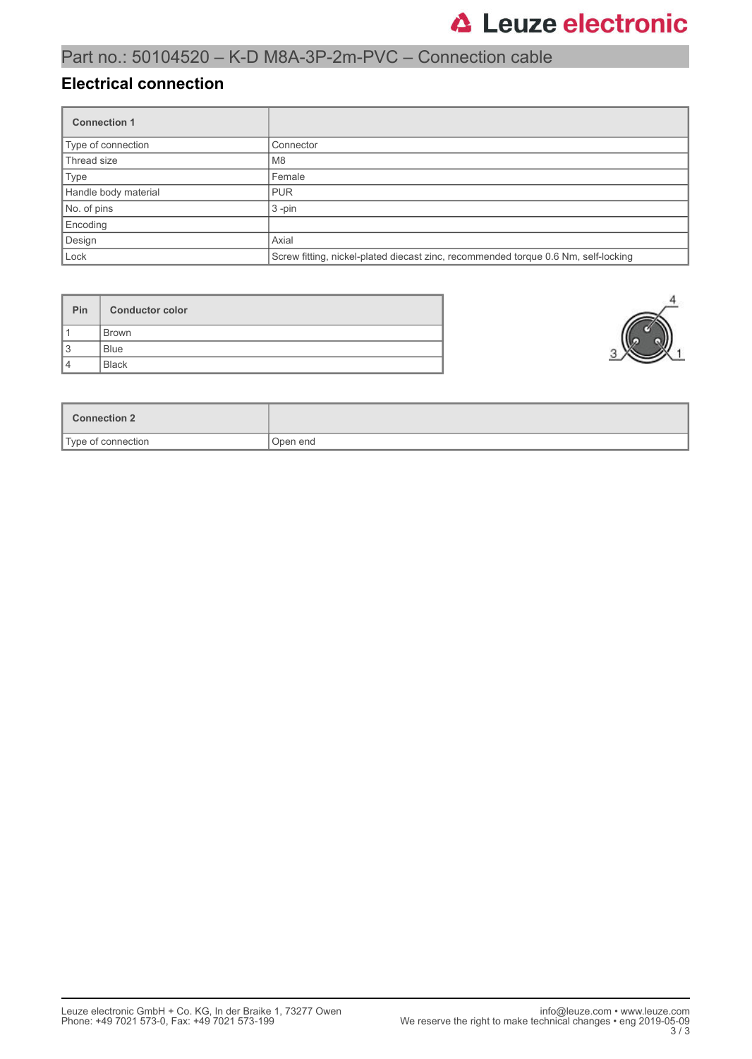# Part no.: 50104520 – K-D M8A-3P-2m-PVC – Connection cable

## Electrical connection

| Connection 1 | |
|---|---|
| Type of connection | Connector |
| Thread size | M8 |
| Type | Female |
| Handle body material | PUR |
| No. of pins | 3 -pin |
| Encoding | |
| Design | Axial |
| Lock | Screw fitting, nickel-plated diecast zinc, recommended torque 0.6 Nm, self-locking |

| Pin | Conductor color |
|---|---|
| 1 | Brown |
| 3 | Blue |
| 4 | Black |

4

3

1

| Connection 2 | |
|---|---|
| Type of connection | Open end |

Leuze electronic GmbH + Co. KG, In der Braike 1, 73277 Owen
Phone: +49 7021 573-0, Fax: +49 7021 573-199

info@leuze.com • www.leuze.com
We reserve the right to make technical changes • eng 2019-05-09